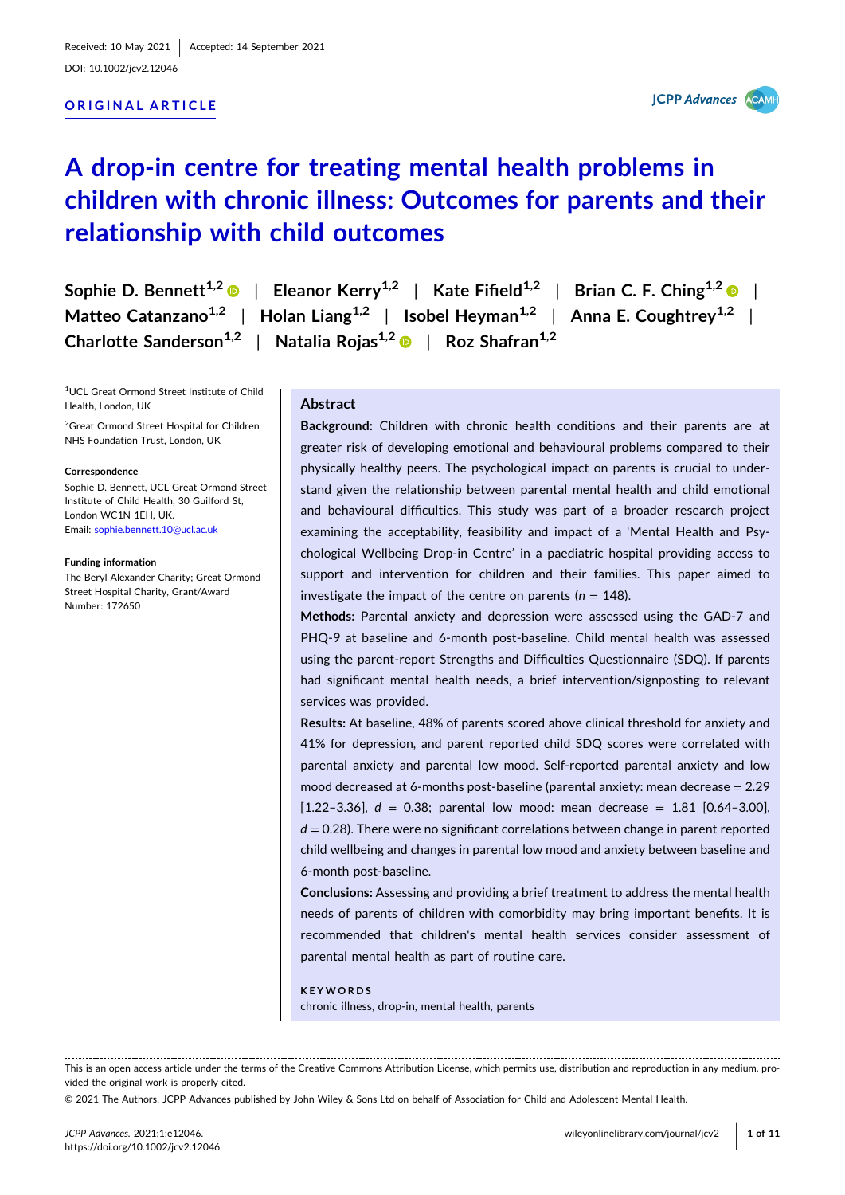Received: 10 May 2021 | Accepted: 14 September 2021

DOI: 10.1002/jcv2.12046

ORIGINAL ARTICLE

# A drop-in centre for treating mental health problems in children with chronic illness: Outcomes for parents and their relationship with child outcomes

**Sophie D. Bennett[1,2]** | **Eleanor Kerry[1,2]** | **Kate Fifield[1,2]** | **Brian C. F. Ching[1,2]** | **Matteo Catanzano[1,2]** | **Holan Liang[1,2]** | **Isobel Heyman[1,2]** | **Anna E. Coughtrey[1,2]** | **Charlotte Sanderson[1,2]** | **Natalia Rojas[1,2]** | **Roz Shafran[1,2]**

[1]UCL Great Ormond Street Institute of Child Health, London, UK

[2]Great Ormond Street Hospital for Children NHS Foundation Trust, London, UK

**Correspondence**
Sophie D. Bennett, UCL Great Ormond Street Institute of Child Health, 30 Guilford St, London WC1N 1EH, UK.
Email: sophie.bennett.10@ucl.ac.uk

**Funding information**
The Beryl Alexander Charity; Great Ormond Street Hospital Charity, Grant/Award Number: 172650

## Abstract

**Background:** Children with chronic health conditions and their parents are at greater risk of developing emotional and behavioural problems compared to their physically healthy peers. The psychological impact on parents is crucial to understand given the relationship between parental mental health and child emotional and behavioural difficulties. This study was part of a broader research project examining the acceptability, feasibility and impact of a 'Mental Health and Psychological Wellbeing Drop-in Centre' in a paediatric hospital providing access to support and intervention for children and their families. This paper aimed to investigate the impact of the centre on parents ($n$ = 148).

**Methods:** Parental anxiety and depression were assessed using the GAD-7 and PHQ-9 at baseline and 6-month post-baseline. Child mental health was assessed using the parent-report Strengths and Difficulties Questionnaire (SDQ). If parents had significant mental health needs, a brief intervention/signposting to relevant services was provided.

**Results:** At baseline, 48% of parents scored above clinical threshold for anxiety and 41% for depression, and parent reported child SDQ scores were correlated with parental anxiety and parental low mood. Self-reported parental anxiety and low mood decreased at 6-months post-baseline (parental anxiety: mean decrease = 2.29 [1.22–3.36], $d$ = 0.38; parental low mood: mean decrease = 1.81 [0.64–3.00], $d$ = 0.28). There were no significant correlations between change in parent reported child wellbeing and changes in parental low mood and anxiety between baseline and 6-month post-baseline.

**Conclusions:** Assessing and providing a brief treatment to address the mental health needs of parents of children with comorbidity may bring important benefits. It is recommended that children's mental health services consider assessment of parental mental health as part of routine care.

**KEYWORDS**
chronic illness, drop-in, mental health, parents

This is an open access article under the terms of the Creative Commons Attribution License, which permits use, distribution and reproduction in any medium, provided the original work is properly cited.

© 2021 The Authors. JCPP Advances published by John Wiley & Sons Ltd on behalf of Association for Child and Adolescent Mental Health.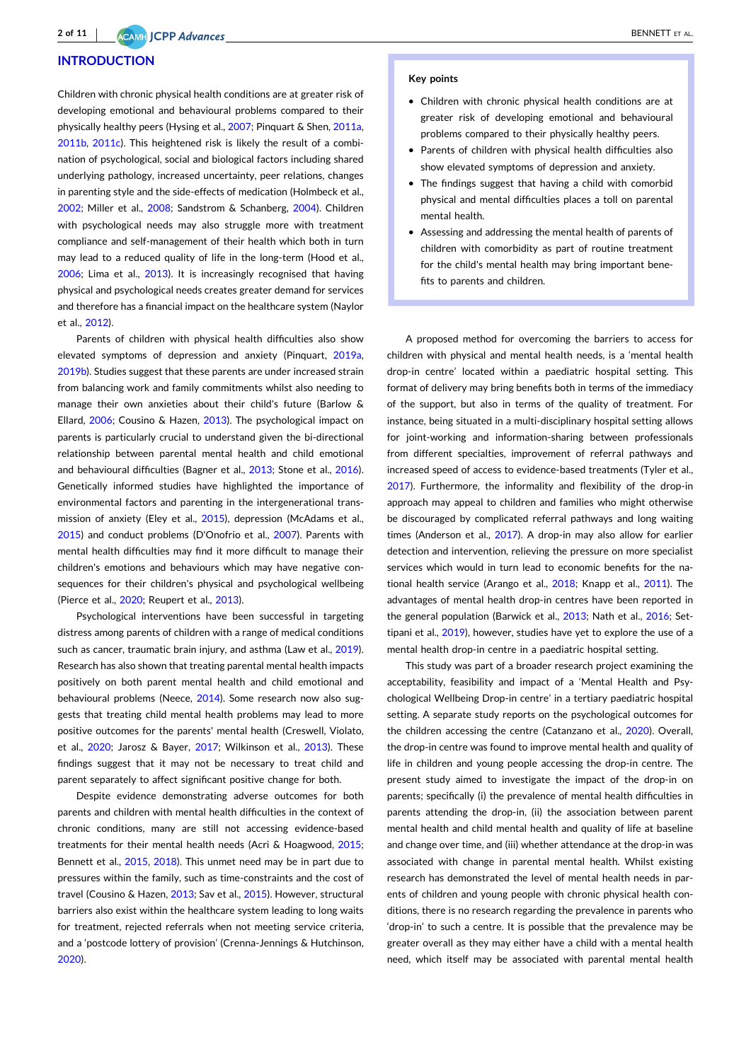## INTRODUCTION

Children with chronic physical health conditions are at greater risk of developing emotional and behavioural problems compared to their physically healthy peers (Hysing et al., 2007; Pinquart & Shen, 2011a, 2011b, 2011c). This heightened risk is likely the result of a combination of psychological, social and biological factors including shared underlying pathology, increased uncertainty, peer relations, changes in parenting style and the side-effects of medication (Holmbeck et al., 2002; Miller et al., 2008; Sandstrom & Schanberg, 2004). Children with psychological needs may also struggle more with treatment compliance and self-management of their health which both in turn may lead to a reduced quality of life in the long-term (Hood et al., 2006; Lima et al., 2013). It is increasingly recognised that having physical and psychological needs creates greater demand for services and therefore has a financial impact on the healthcare system (Naylor et al., 2012).

Parents of children with physical health difficulties also show elevated symptoms of depression and anxiety (Pinquart, 2019a, 2019b). Studies suggest that these parents are under increased strain from balancing work and family commitments whilst also needing to manage their own anxieties about their child's future (Barlow & Ellard, 2006; Cousino & Hazen, 2013). The psychological impact on parents is particularly crucial to understand given the bi-directional relationship between parental mental health and child emotional and behavioural difficulties (Bagner et al., 2013; Stone et al., 2016). Genetically informed studies have highlighted the importance of environmental factors and parenting in the intergenerational transmission of anxiety (Eley et al., 2015), depression (McAdams et al., 2015) and conduct problems (D'Onofrio et al., 2007). Parents with mental health difficulties may find it more difficult to manage their children's emotions and behaviours which may have negative consequences for their children's physical and psychological wellbeing (Pierce et al., 2020; Reupert et al., 2013).

Psychological interventions have been successful in targeting distress among parents of children with a range of medical conditions such as cancer, traumatic brain injury, and asthma (Law et al., 2019). Research has also shown that treating parental mental health impacts positively on both parent mental health and child emotional and behavioural problems (Neece, 2014). Some research now also suggests that treating child mental health problems may lead to more positive outcomes for the parents' mental health (Creswell, Violato, et al., 2020; Jarosz & Bayer, 2017; Wilkinson et al., 2013). These findings suggest that it may not be necessary to treat child and parent separately to affect significant positive change for both.

Despite evidence demonstrating adverse outcomes for both parents and children with mental health difficulties in the context of chronic conditions, many are still not accessing evidence-based treatments for their mental health needs (Acri & Hoagwood, 2015; Bennett et al., 2015, 2018). This unmet need may be in part due to pressures within the family, such as time-constraints and the cost of travel (Cousino & Hazen, 2013; Sav et al., 2015). However, structural barriers also exist within the healthcare system leading to long waits for treatment, rejected referrals when not meeting service criteria, and a 'postcode lottery of provision' (Crenna-Jennings & Hutchinson, 2020).

**Key points**

- Children with chronic physical health conditions are at greater risk of developing emotional and behavioural problems compared to their physically healthy peers.
- Parents of children with physical health difficulties also show elevated symptoms of depression and anxiety.
- The findings suggest that having a child with comorbid physical and mental difficulties places a toll on parental mental health.
- Assessing and addressing the mental health of parents of children with comorbidity as part of routine treatment for the child's mental health may bring important benefits to parents and children.

A proposed method for overcoming the barriers to access for children with physical and mental health needs, is a 'mental health drop-in centre' located within a paediatric hospital setting. This format of delivery may bring benefits both in terms of the immediacy of the support, but also in terms of the quality of treatment. For instance, being situated in a multi-disciplinary hospital setting allows for joint-working and information-sharing between professionals from different specialties, improvement of referral pathways and increased speed of access to evidence-based treatments (Tyler et al., 2017). Furthermore, the informality and flexibility of the drop-in approach may appeal to children and families who might otherwise be discouraged by complicated referral pathways and long waiting times (Anderson et al., 2017). A drop-in may also allow for earlier detection and intervention, relieving the pressure on more specialist services which would in turn lead to economic benefits for the national health service (Arango et al., 2018; Knapp et al., 2011). The advantages of mental health drop-in centres have been reported in the general population (Barwick et al., 2013; Nath et al., 2016; Settipani et al., 2019), however, studies have yet to explore the use of a mental health drop-in centre in a paediatric hospital setting.

This study was part of a broader research project examining the acceptability, feasibility and impact of a 'Mental Health and Psychological Wellbeing Drop-in Centre' in a tertiary paediatric hospital setting. A separate study reports on the psychological outcomes for the children accessing the centre (Catanzano et al., 2020). Overall, the drop-in centre was found to improve mental health and quality of life in children and young people accessing the drop-in centre. The present study aimed to investigate the impact of the drop-in on parents; specifically (i) the prevalence of mental health difficulties in parents attending the drop-in, (ii) the association between parent mental health and child mental health and quality of life at baseline and change over time, and (iii) whether attendance at the drop-in was associated with change in parental mental health. Whilst existing research has demonstrated the level of mental health needs in parents of children and young people with chronic physical health conditions, there is no research regarding the prevalence in parents who 'drop-in' to such a centre. It is possible that the prevalence may be greater overall as they may either have a child with a mental health need, which itself may be associated with parental mental health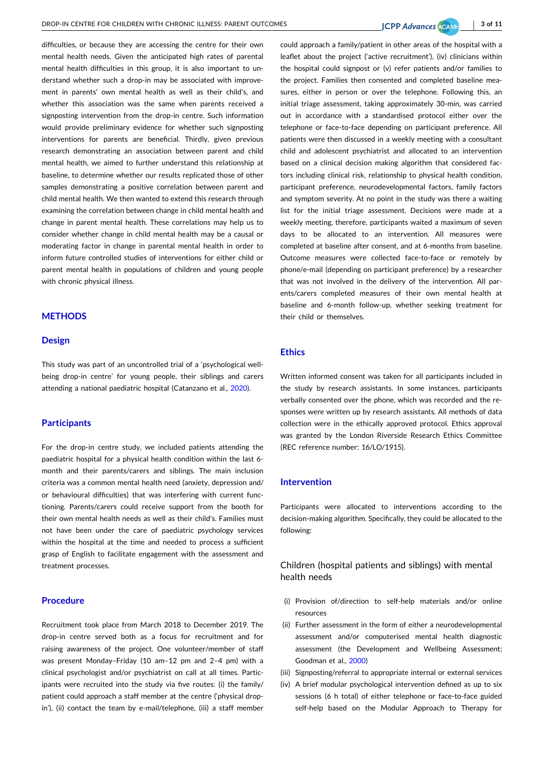difficulties, or because they are accessing the centre for their own mental health needs. Given the anticipated high rates of parental mental health difficulties in this group, it is also important to understand whether such a drop-in may be associated with improvement in parents' own mental health as well as their child's, and whether this association was the same when parents received a signposting intervention from the drop-in centre. Such information would provide preliminary evidence for whether such signposting interventions for parents are beneficial. Thirdly, given previous research demonstrating an association between parent and child mental health, we aimed to further understand this relationship at baseline, to determine whether our results replicated those of other samples demonstrating a positive correlation between parent and child mental health. We then wanted to extend this research through examining the correlation between change in child mental health and change in parent mental health. These correlations may help us to consider whether change in child mental health may be a causal or moderating factor in change in parental mental health in order to inform future controlled studies of interventions for either child or parent mental health in populations of children and young people with chronic physical illness.

## METHODS

### Design

This study was part of an uncontrolled trial of a 'psychological wellbeing drop-in centre' for young people, their siblings and carers attending a national paediatric hospital (Catanzano et al., 2020).

### Participants

For the drop-in centre study, we included patients attending the paediatric hospital for a physical health condition within the last 6-month and their parents/carers and siblings. The main inclusion criteria was a common mental health need (anxiety, depression and/or behavioural difficulties) that was interfering with current functioning. Parents/carers could receive support from the booth for their own mental health needs as well as their child's. Families must not have been under the care of paediatric psychology services within the hospital at the time and needed to process a sufficient grasp of English to facilitate engagement with the assessment and treatment processes.

### Procedure

Recruitment took place from March 2018 to December 2019. The drop-in centre served both as a focus for recruitment and for raising awareness of the project. One volunteer/member of staff was present Monday–Friday (10 am–12 pm and 2–4 pm) with a clinical psychologist and/or psychiatrist on call at all times. Participants were recruited into the study via five routes: (i) the family/patient could approach a staff member at the centre ('physical drop-in'), (ii) contact the team by e-mail/telephone, (iii) a staff member could approach a family/patient in other areas of the hospital with a leaflet about the project ('active recruitment'), (iv) clinicians within the hospital could signpost or (v) refer patients and/or families to the project. Families then consented and completed baseline measures, either in person or over the telephone. Following this, an initial triage assessment, taking approximately 30-min, was carried out in accordance with a standardised protocol either over the telephone or face-to-face depending on participant preference. All patients were then discussed in a weekly meeting with a consultant child and adolescent psychiatrist and allocated to an intervention based on a clinical decision making algorithm that considered factors including clinical risk, relationship to physical health condition, participant preference, neurodevelopmental factors, family factors and symptom severity. At no point in the study was there a waiting list for the initial triage assessment. Decisions were made at a weekly meeting, therefore, participants waited a maximum of seven days to be allocated to an intervention. All measures were completed at baseline after consent, and at 6-months from baseline. Outcome measures were collected face-to-face or remotely by phone/e-mail (depending on participant preference) by a researcher that was not involved in the delivery of the intervention. All parents/carers completed measures of their own mental health at baseline and 6-month follow-up, whether seeking treatment for their child or themselves.

### Ethics

Written informed consent was taken for all participants included in the study by research assistants. In some instances, participants verbally consented over the phone, which was recorded and the responses were written up by research assistants. All methods of data collection were in the ethically approved protocol. Ethics approval was granted by the London Riverside Research Ethics Committee (REC reference number: 16/LO/1915).

### Intervention

Participants were allocated to interventions according to the decision-making algorithm. Specifically, they could be allocated to the following:

#### Children (hospital patients and siblings) with mental health needs

- (i) Provision of/direction to self-help materials and/or online resources
- (ii) Further assessment in the form of either a neurodevelopmental assessment and/or computerised mental health diagnostic assessment (the Development and Wellbeing Assessment; Goodman et al., 2000)
- (iii) Signposting/referral to appropriate internal or external services
- (iv) A brief modular psychological intervention defined as up to six sessions (6 h total) of either telephone or face-to-face guided self-help based on the Modular Approach to Therapy for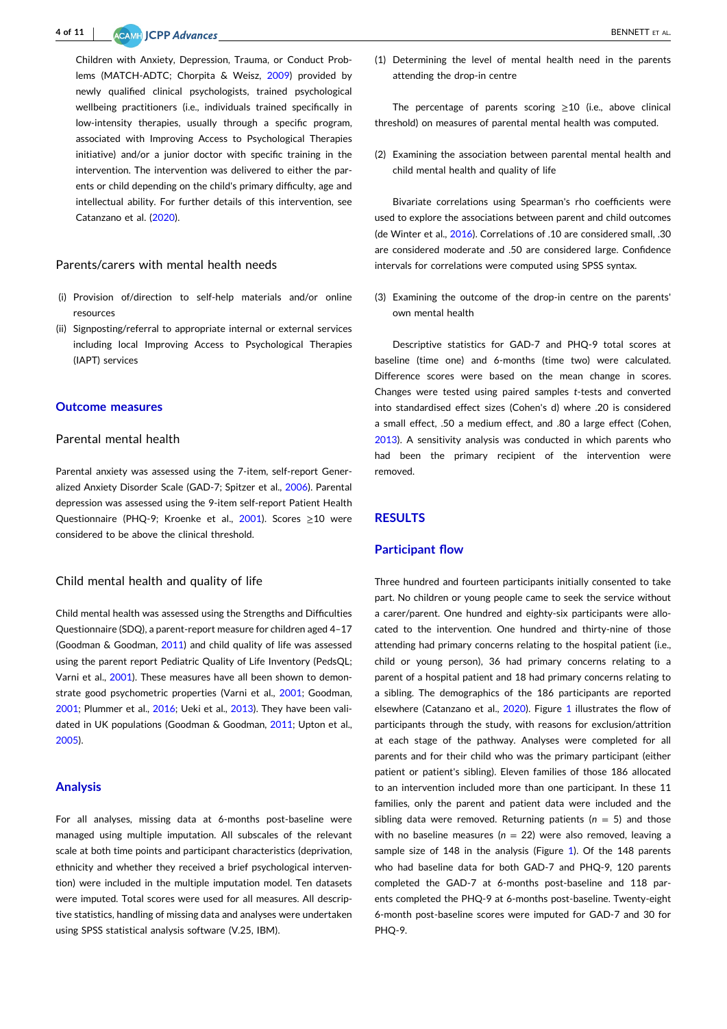Children with Anxiety, Depression, Trauma, or Conduct Problems (MATCH-ADTC; Chorpita & Weisz, 2009) provided by newly qualified clinical psychologists, trained psychological wellbeing practitioners (i.e., individuals trained specifically in low-intensity therapies, usually through a specific program, associated with Improving Access to Psychological Therapies initiative) and/or a junior doctor with specific training in the intervention. The intervention was delivered to either the parents or child depending on the child's primary difficulty, age and intellectual ability. For further details of this intervention, see Catanzano et al. (2020).

### Parents/carers with mental health needs

(i) Provision of/direction to self-help materials and/or online resources
(ii) Signposting/referral to appropriate internal or external services including local Improving Access to Psychological Therapies (IAPT) services

## Outcome measures

### Parental mental health

Parental anxiety was assessed using the 7-item, self-report Generalized Anxiety Disorder Scale (GAD-7; Spitzer et al., 2006). Parental depression was assessed using the 9-item self-report Patient Health Questionnaire (PHQ-9; Kroenke et al., 2001). Scores ≥10 were considered to be above the clinical threshold.

### Child mental health and quality of life

Child mental health was assessed using the Strengths and Difficulties Questionnaire (SDQ), a parent-report measure for children aged 4–17 (Goodman & Goodman, 2011) and child quality of life was assessed using the parent report Pediatric Quality of Life Inventory (PedsQL; Varni et al., 2001). These measures have all been shown to demonstrate good psychometric properties (Varni et al., 2001; Goodman, 2001; Plummer et al., 2016; Ueki et al., 2013). They have been validated in UK populations (Goodman & Goodman, 2011; Upton et al., 2005).

## Analysis

For all analyses, missing data at 6-months post-baseline were managed using multiple imputation. All subscales of the relevant scale at both time points and participant characteristics (deprivation, ethnicity and whether they received a brief psychological intervention) were included in the multiple imputation model. Ten datasets were imputed. Total scores were used for all measures. All descriptive statistics, handling of missing data and analyses were undertaken using SPSS statistical analysis software (V.25, IBM).

(1) Determining the level of mental health need in the parents attending the drop-in centre

The percentage of parents scoring ≥10 (i.e., above clinical threshold) on measures of parental mental health was computed.

(2) Examining the association between parental mental health and child mental health and quality of life

Bivariate correlations using Spearman's rho coefficients were used to explore the associations between parent and child outcomes (de Winter et al., 2016). Correlations of .10 are considered small, .30 are considered moderate and .50 are considered large. Confidence intervals for correlations were computed using SPSS syntax.

(3) Examining the outcome of the drop-in centre on the parents' own mental health

Descriptive statistics for GAD-7 and PHQ-9 total scores at baseline (time one) and 6-months (time two) were calculated. Difference scores were based on the mean change in scores. Changes were tested using paired samples *t*-tests and converted into standardised effect sizes (Cohen's d) where .20 is considered a small effect, .50 a medium effect, and .80 a large effect (Cohen, 2013). A sensitivity analysis was conducted in which parents who had been the primary recipient of the intervention were removed.

## RESULTS

## Participant flow

Three hundred and fourteen participants initially consented to take part. No children or young people came to seek the service without a carer/parent. One hundred and eighty-six participants were allocated to the intervention. One hundred and thirty-nine of those attending had primary concerns relating to the hospital patient (i.e., child or young person), 36 had primary concerns relating to a parent of a hospital patient and 18 had primary concerns relating to a sibling. The demographics of the 186 participants are reported elsewhere (Catanzano et al., 2020). Figure 1 illustrates the flow of participants through the study, with reasons for exclusion/attrition at each stage of the pathway. Analyses were completed for all parents and for their child who was the primary participant (either patient or patient's sibling). Eleven families of those 186 allocated to an intervention included more than one participant. In these 11 families, only the parent and patient data were included and the sibling data were removed. Returning patients ($n$ = 5) and those with no baseline measures ($n$ = 22) were also removed, leaving a sample size of 148 in the analysis (Figure 1). Of the 148 parents who had baseline data for both GAD-7 and PHQ-9, 120 parents completed the GAD-7 at 6-months post-baseline and 118 parents completed the PHQ-9 at 6-months post-baseline. Twenty-eight 6-month post-baseline scores were imputed for GAD-7 and 30 for PHQ-9.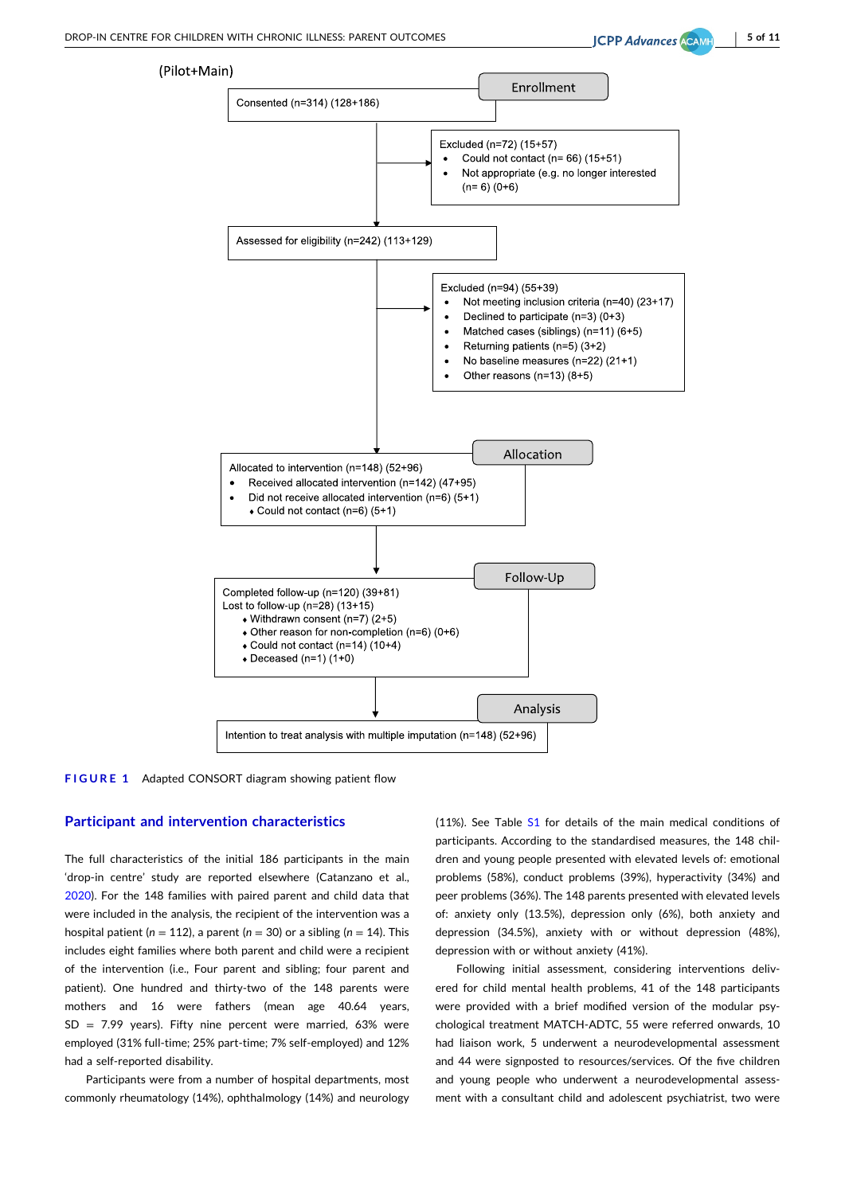(Pilot+Main)

**Enrollment**

Consented (n=314) (128+186)

Excluded (n=72) (15+57)
- Could not contact (n= 66) (15+51)
- Not appropriate (e.g. no longer interested (n= 6) (0+6)

Assessed for eligibility (n=242) (113+129)

Excluded (n=94) (55+39)
- Not meeting inclusion criteria (n=40) (23+17)
- Declined to participate (n=3) (0+3)
- Matched cases (siblings) (n=11) (6+5)
- Returning patients (n=5) (3+2)
- No baseline measures (n=22) (21+1)
- Other reasons (n=13) (8+5)

**Allocation**

Allocated to intervention (n=148) (52+96)
- Received allocated intervention (n=142) (47+95)
- Did not receive allocated intervention (n=6) (5+1)
  - Could not contact (n=6) (5+1)

**Follow-Up**

Completed follow-up (n=120) (39+81)
Lost to follow-up (n=28) (13+15)
- Withdrawn consent (n=7) (2+5)
- Other reason for non-completion (n=6) (0+6)
- Could not contact (n=14) (10+4)
- Deceased (n=1) (1+0)

**Analysis**

Intention to treat analysis with multiple imputation (n=148) (52+96)

FIGURE 1 Adapted CONSORT diagram showing patient flow

## Participant and intervention characteristics

The full characteristics of the initial 186 participants in the main 'drop-in centre' study are reported elsewhere (Catanzano et al., 2020). For the 148 families with paired parent and child data that were included in the analysis, the recipient of the intervention was a hospital patient ($n = 112$), a parent ($n = 30$) or a sibling ($n = 14$). This includes eight families where both parent and child were a recipient of the intervention (i.e., Four parent and sibling; four parent and patient). One hundred and thirty-two of the 148 parents were mothers and 16 were fathers (mean age 40.64 years, SD = 7.99 years). Fifty nine percent were married, 63% were employed (31% full-time; 25% part-time; 7% self-employed) and 12% had a self-reported disability.

Participants were from a number of hospital departments, most commonly rheumatology (14%), ophthalmology (14%) and neurology (11%). See Table S1 for details of the main medical conditions of participants. According to the standardised measures, the 148 children and young people presented with elevated levels of: emotional problems (58%), conduct problems (39%), hyperactivity (34%) and peer problems (36%). The 148 parents presented with elevated levels of: anxiety only (13.5%), depression only (6%), both anxiety and depression (34.5%), anxiety with or without depression (48%), depression with or without anxiety (41%).

Following initial assessment, considering interventions delivered for child mental health problems, 41 of the 148 participants were provided with a brief modified version of the modular psychological treatment MATCH-ADTC, 55 were referred onwards, 10 had liaison work, 5 underwent a neurodevelopmental assessment and 44 were signposted to resources/services. Of the five children and young people who underwent a neurodevelopmental assessment with a consultant child and adolescent psychiatrist, two were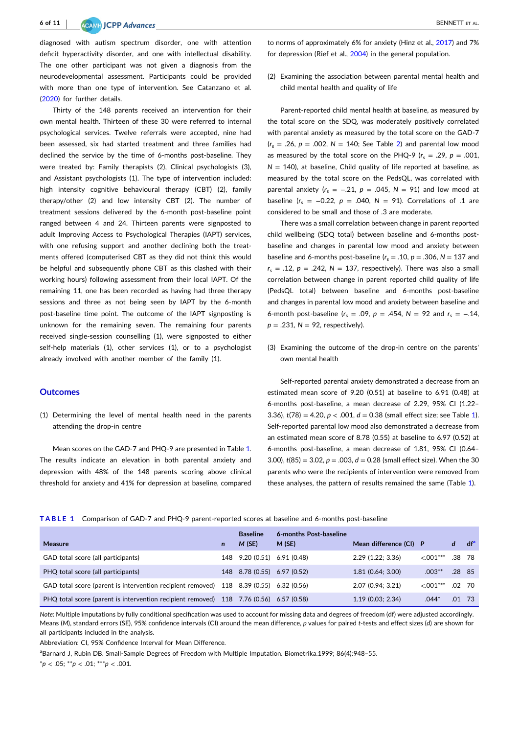diagnosed with autism spectrum disorder, one with attention deficit hyperactivity disorder, and one with intellectual disability. The one other participant was not given a diagnosis from the neurodevelopmental assessment. Participants could be provided with more than one type of intervention. See Catanzano et al. (2020) for further details.

Thirty of the 148 parents received an intervention for their own mental health. Thirteen of these 30 were referred to internal psychological services. Twelve referrals were accepted, nine had been assessed, six had started treatment and three families had declined the service by the time of 6-months post-baseline. They were treated by: Family therapists (2), Clinical psychologists (3), and Assistant psychologists (1). The type of intervention included: high intensity cognitive behavioural therapy (CBT) (2), family therapy/other (2) and low intensity CBT (2). The number of treatment sessions delivered by the 6-month post-baseline point ranged between 4 and 24. Thirteen parents were signposted to adult Improving Access to Psychological Therapies (IAPT) services, with one refusing support and another declining both the treatments offered (computerised CBT as they did not think this would be helpful and subsequently phone CBT as this clashed with their working hours) following assessment from their local IAPT. Of the remaining 11, one has been recorded as having had three therapy sessions and three as not being seen by IAPT by the 6-month post-baseline time point. The outcome of the IAPT signposting is unknown for the remaining seven. The remaining four parents received single-session counselling (1), were signposted to either self-help materials (1), other services (1), or to a psychologist already involved with another member of the family (1).

## Outcomes

(1) Determining the level of mental health need in the parents attending the drop-in centre

Mean scores on the GAD-7 and PHQ-9 are presented in Table 1. The results indicate an elevation in both parental anxiety and depression with 48% of the 148 parents scoring above clinical threshold for anxiety and 41% for depression at baseline, compared to norms of approximately 6% for anxiety (Hinz et al., 2017) and 7% for depression (Rief et al., 2004) in the general population.

(2) Examining the association between parental mental health and child mental health and quality of life

Parent-reported child mental health at baseline, as measured by the total score on the SDQ, was moderately positively correlated with parental anxiety as measured by the total score on the GAD-7 ($r_s$ = .26, $p$ = .002, $N$ = 140; See Table 2) and parental low mood as measured by the total score on the PHQ-9 ($r_s$ = .29, $p$ = .001, $N$ = 140), at baseline, Child quality of life reported at baseline, as measured by the total score on the PedsQL, was correlated with parental anxiety ($r_s$ = −.21, $p$ = .045, $N$ = 91) and low mood at baseline ($r_s$ = −0.22, $p$ = .040, $N$ = 91). Correlations of .1 are considered to be small and those of .3 are moderate.

There was a small correlation between change in parent reported child wellbeing (SDQ total) between baseline and 6-months post-baseline and changes in parental low mood and anxiety between baseline and 6-months post-baseline ($r_s$ = .10, $p$ = .306, $N$ = 137 and $r_s$ = .12, $p$ = .242, $N$ = 137, respectively). There was also a small correlation between change in parent reported child quality of life (PedsQL total) between baseline and 6-months post-baseline and changes in parental low mood and anxiety between baseline and 6-month post-baseline ($r_s$ = .09, $p$ = .454, $N$ = 92 and $r_s$ = −.14, $p$ = .231, $N$ = 92, respectively).

(3) Examining the outcome of the drop-in centre on the parents' own mental health

Self-reported parental anxiety demonstrated a decrease from an estimated mean score of 9.20 (0.51) at baseline to 6.91 (0.48) at 6-months post-baseline, a mean decrease of 2.29, 95% CI (1.22–3.36), $t(78)$ = 4.20, $p$ < .001, $d$ = 0.38 (small effect size; see Table 1). Self-reported parental low mood also demonstrated a decrease from an estimated mean score of 8.78 (0.55) at baseline to 6.97 (0.52) at 6-months post-baseline, a mean decrease of 1.81, 95% CI (0.64–3.00), $t(85)$ = 3.02, $p$ = .003, $d$ = 0.28 (small effect size). When the 30 parents who were the recipients of intervention were removed from these analyses, the pattern of results remained the same (Table 1).

**TABLE 1** Comparison of GAD-7 and PHQ-9 parent-reported scores at baseline and 6-months post-baseline

| Measure | n | Baseline M (SE) | 6-months Post-baseline M (SE) | Mean difference (CI) | P | d | df[a] |
|---|---|---|---|---|---|---|---|
| GAD total score (all participants) | 148 | 9.20 (0.51) | 6.91 (0.48) | 2.29 (1.22; 3.36) | <.001*** | .38 | 78 |
| PHQ total score (all participants) | 148 | 8.78 (0.55) | 6.97 (0.52) | 1.81 (0.64; 3.00) | .003** | .28 | 85 |
| GAD total score (parent is intervention recipient removed) | 118 | 8.39 (0.55) | 6.32 (0.56) | 2.07 (0.94; 3.21) | <.001*** | .02 | 70 |
| PHQ total score (parent is intervention recipient removed) | 118 | 7.76 (0.56) | 6.57 (0.58) | 1.19 (0.03; 2.34) | .044* | .01 | 73 |

*Note*: Multiple imputations by fully conditional specification was used to account for missing data and degrees of freedom (df) were adjusted accordingly. Means (M), standard errors (SE), 95% confidence intervals (CI) around the mean difference, p values for paired t-tests and effect sizes (d) are shown for all participants included in the analysis.

Abbreviation: CI, 95% Confidence Interval for Mean Difference.

[a]Barnard J, Rubin DB. Small-Sample Degrees of Freedom with Multiple Imputation. Biometrika.1999; 86(4):948–55.

*p < .05; **p < .01; ***p < .001.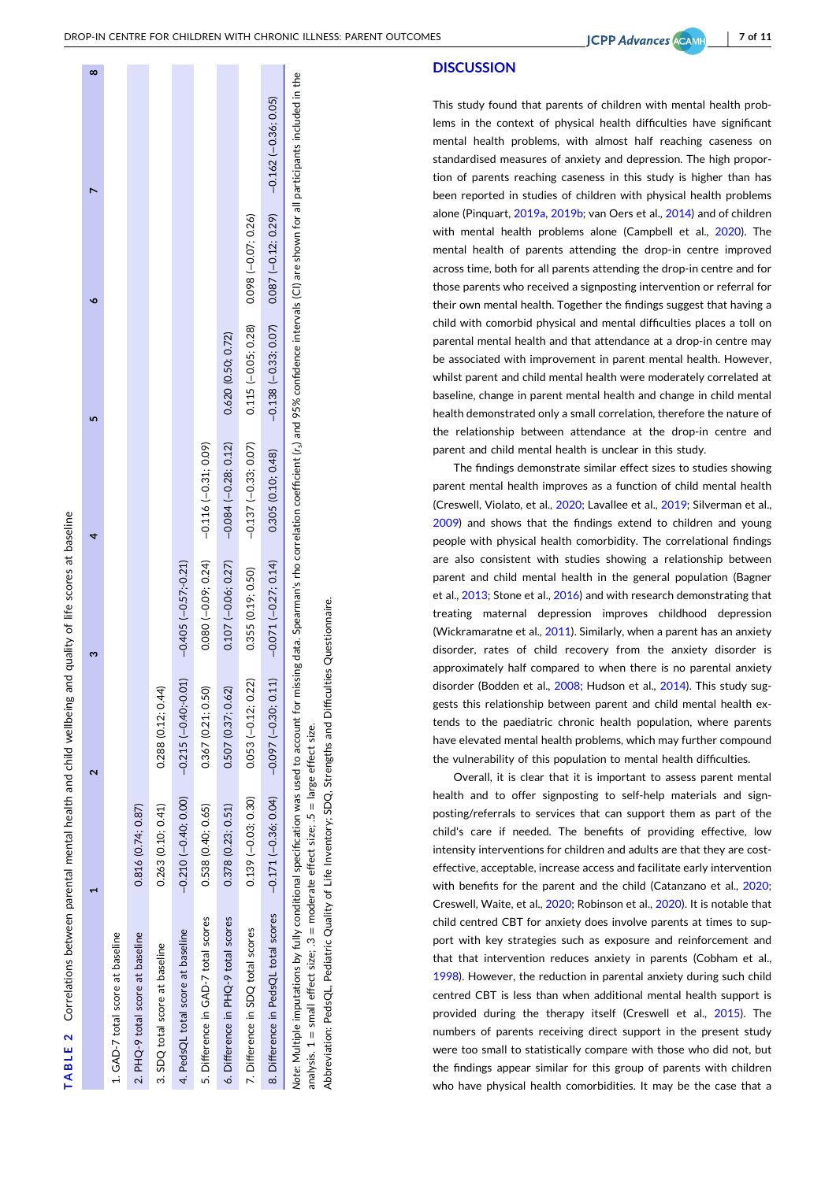**TABLE 2** Correlations between parental mental health and child wellbeing and quality of life scores at baseline

| | 1 | 2 | 3 | 4 | 5 | 6 | 7 | 8 |
|---|---|---|---|---|---|---|---|---|
| 1. GAD-7 total score at baseline | | | | | | | | |
| 2. PHQ-9 total score at baseline | 0.816 (0.74; 0.87) | | | | | | | |
| 3. SDQ total score at baseline | 0.263 (0.10; 0.41) | 0.288 (0.12; 0.44) | | | | | | |
| 4. PedsQL total score at baseline | −0.210 (−0.40; 0.00) | −0.215 (−0.40;-0.01) | −0.405 (−0.57;-0.21) | | | | | |
| 5. Difference in GAD-7 total scores | 0.538 (0.40; 0.65) | 0.367 (0.21; 0.50) | 0.080 (−0.09; 0.24) | −0.116 (−0.31; 0.09) | | | | |
| 6. Difference in PHQ-9 total scores | 0.378 (0.23; 0.51) | 0.507 (0.37; 0.62) | 0.107 (−0.06; 0.27) | −0.084 (−0.28; 0.12) | 0.620 (0.50; 0.72) | | | |
| 7. Difference in SDQ total scores | 0.139 (−0.03; 0.30) | 0.053 (−0.12; 0.22) | 0.355 (0.19; 0.50) | −0.137 (−0.33; 0.07) | 0.115 (−0.05; 0.28) | 0.098 (−0.07; 0.26) | | |
| 8. Difference in PedsQL total scores | −0.171 (−0.36; 0.04) | −0.097 (−0.30; 0.11) | −0.071 (−0.27; 0.14) | 0.305 (0.10; 0.48) | −0.138 (−0.33; 0.07) | 0.087 (−0.12; 0.29) | −0.162 (−0.36; 0.05) | |

*Note*: Multiple imputations by fully conditional specification was used to account for missing data. Spearman's rho correlation coefficient ($r_s$) and 95% confidence intervals (CI) are shown for all participants included in the analysis. .1 = small effect size; .3 = moderate effect size; .5 = large effect size.

Abbreviation: PedsQL, Pediatric Quality of Life Inventory; SDQ, Strengths and Difficulties Questionnaire.

## DISCUSSION

This study found that parents of children with mental health problems in the context of physical health difficulties have significant mental health problems, with almost half reaching caseness on standardised measures of anxiety and depression. The high proportion of parents reaching caseness in this study is higher than has been reported in studies of children with physical health problems alone (Pinquart, 2019a, 2019b; van Oers et al., 2014) and of children with mental health problems alone (Campbell et al., 2020). The mental health of parents attending the drop-in centre improved across time, both for all parents attending the drop-in centre and for those parents who received a signposting intervention or referral for their own mental health. Together the findings suggest that having a child with comorbid physical and mental difficulties places a toll on parental mental health and that attendance at a drop-in centre may be associated with improvement in parent mental health. However, whilst parent and child mental health were moderately correlated at baseline, change in parent mental health and change in child mental health demonstrated only a small correlation, therefore the nature of the relationship between attendance at the drop-in centre and parent and child mental health is unclear in this study.

The findings demonstrate similar effect sizes to studies showing parent mental health improves as a function of child mental health (Creswell, Violato, et al., 2020; Lavallee et al., 2019; Silverman et al., 2009) and shows that the findings extend to children and young people with physical health comorbidity. The correlational findings are also consistent with studies showing a relationship between parent and child mental health in the general population (Bagner et al., 2013; Stone et al., 2016) and with research demonstrating that treating maternal depression improves childhood depression (Wickramaratne et al., 2011). Similarly, when a parent has an anxiety disorder, rates of child recovery from the anxiety disorder is approximately half compared to when there is no parental anxiety disorder (Bodden et al., 2008; Hudson et al., 2014). This study suggests this relationship between parent and child mental health extends to the paediatric chronic health population, where parents have elevated mental health problems, which may further compound the vulnerability of this population to mental health difficulties.

Overall, it is clear that it is important to assess parent mental health and to offer signposting to self-help materials and signposting/referrals to services that can support them as part of the child's care if needed. The benefits of providing effective, low intensity interventions for children and adults are that they are cost-effective, acceptable, increase access and facilitate early intervention with benefits for the parent and the child (Catanzano et al., 2020; Creswell, Waite, et al., 2020; Robinson et al., 2020). It is notable that child centred CBT for anxiety does involve parents at times to support with key strategies such as exposure and reinforcement and that that intervention reduces anxiety in parents (Cobham et al., 1998). However, the reduction in parental anxiety during such child centred CBT is less than when additional mental health support is provided during the therapy itself (Creswell et al., 2015). The numbers of parents receiving direct support in the present study were too small to statistically compare with those who did not, but the findings appear similar for this group of parents with children who have physical health comorbidities. It may be the case that a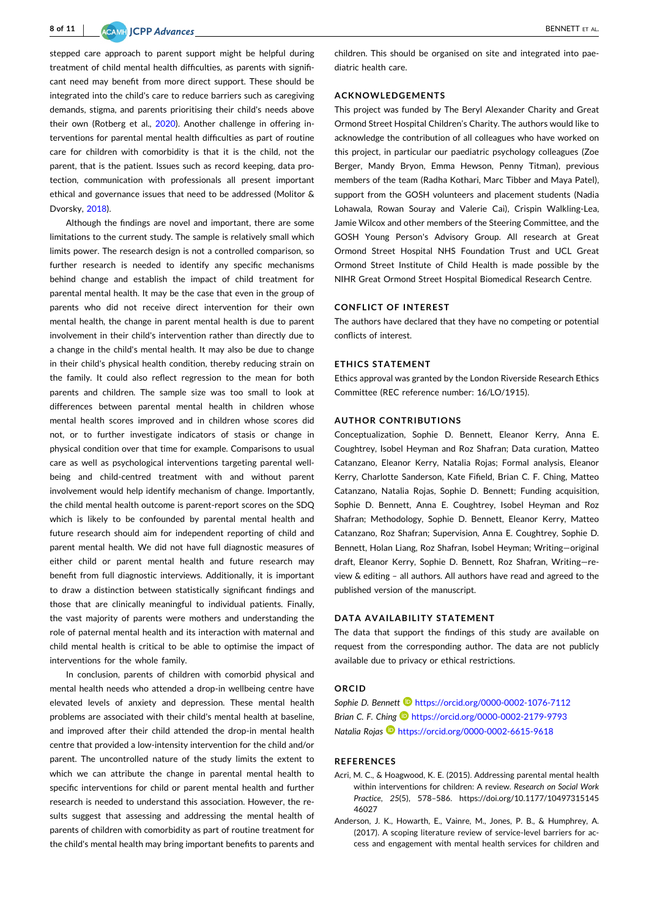stepped care approach to parent support might be helpful during treatment of child mental health difficulties, as parents with significant need may benefit from more direct support. These should be integrated into the child's care to reduce barriers such as caregiving demands, stigma, and parents prioritising their child's needs above their own (Rotberg et al., 2020). Another challenge in offering interventions for parental mental health difficulties as part of routine care for children with comorbidity is that it is the child, not the parent, that is the patient. Issues such as record keeping, data protection, communication with professionals all present important ethical and governance issues that need to be addressed (Molitor & Dvorsky, 2018).

Although the findings are novel and important, there are some limitations to the current study. The sample is relatively small which limits power. The research design is not a controlled comparison, so further research is needed to identify any specific mechanisms behind change and establish the impact of child treatment for parental mental health. It may be the case that even in the group of parents who did not receive direct intervention for their own mental health, the change in parent mental health is due to parent involvement in their child's intervention rather than directly due to a change in the child's mental health. It may also be due to change in their child's physical health condition, thereby reducing strain on the family. It could also reflect regression to the mean for both parents and children. The sample size was too small to look at differences between parental mental health in children whose mental health scores improved and in children whose scores did not, or to further investigate indicators of stasis or change in physical condition over that time for example. Comparisons to usual care as well as psychological interventions targeting parental wellbeing and child-centred treatment with and without parent involvement would help identify mechanism of change. Importantly, the child mental health outcome is parent-report scores on the SDQ which is likely to be confounded by parental mental health and future research should aim for independent reporting of child and parent mental health. We did not have full diagnostic measures of either child or parent mental health and future research may benefit from full diagnostic interviews. Additionally, it is important to draw a distinction between statistically significant findings and those that are clinically meaningful to individual patients. Finally, the vast majority of parents were mothers and understanding the role of paternal mental health and its interaction with maternal and child mental health is critical to be able to optimise the impact of interventions for the whole family.

In conclusion, parents of children with comorbid physical and mental health needs who attended a drop-in wellbeing centre have elevated levels of anxiety and depression. These mental health problems are associated with their child's mental health at baseline, and improved after their child attended the drop-in mental health centre that provided a low-intensity intervention for the child and/or parent. The uncontrolled nature of the study limits the extent to which we can attribute the change in parental mental health to specific interventions for child or parent mental health and further research is needed to understand this association. However, the results suggest that assessing and addressing the mental health of parents of children with comorbidity as part of routine treatment for the child's mental health may bring important benefits to parents and children. This should be organised on site and integrated into paediatric health care.

## ACKNOWLEDGEMENTS

This project was funded by The Beryl Alexander Charity and Great Ormond Street Hospital Children's Charity. The authors would like to acknowledge the contribution of all colleagues who have worked on this project, in particular our paediatric psychology colleagues (Zoe Berger, Mandy Bryon, Emma Hewson, Penny Titman), previous members of the team (Radha Kothari, Marc Tibber and Maya Patel), support from the GOSH volunteers and placement students (Nadia Lohawala, Rowan Souray and Valerie Cai), Crispin Walkling-Lea, Jamie Wilcox and other members of the Steering Committee, and the GOSH Young Person's Advisory Group. All research at Great Ormond Street Hospital NHS Foundation Trust and UCL Great Ormond Street Institute of Child Health is made possible by the NIHR Great Ormond Street Hospital Biomedical Research Centre.

## CONFLICT OF INTEREST

The authors have declared that they have no competing or potential conflicts of interest.

## ETHICS STATEMENT

Ethics approval was granted by the London Riverside Research Ethics Committee (REC reference number: 16/LO/1915).

## AUTHOR CONTRIBUTIONS

Conceptualization, Sophie D. Bennett, Eleanor Kerry, Anna E. Coughtrey, Isobel Heyman and Roz Shafran; Data curation, Matteo Catanzano, Eleanor Kerry, Natalia Rojas; Formal analysis, Eleanor Kerry, Charlotte Sanderson, Kate Fifield, Brian C. F. Ching, Matteo Catanzano, Natalia Rojas, Sophie D. Bennett; Funding acquisition, Sophie D. Bennett, Anna E. Coughtrey, Isobel Heyman and Roz Shafran; Methodology, Sophie D. Bennett, Eleanor Kerry, Matteo Catanzano, Roz Shafran; Supervision, Anna E. Coughtrey, Sophie D. Bennett, Holan Liang, Roz Shafran, Isobel Heyman; Writing—original draft, Eleanor Kerry, Sophie D. Bennett, Roz Shafran, Writing—review & editing – all authors. All authors have read and agreed to the published version of the manuscript.

## DATA AVAILABILITY STATEMENT

The data that support the findings of this study are available on request from the corresponding author. The data are not publicly available due to privacy or ethical restrictions.

## ORCID

*Sophie D. Bennett* https://orcid.org/0000-0002-1076-7112
*Brian C. F. Ching* https://orcid.org/0000-0002-2179-9793
*Natalia Rojas* https://orcid.org/0000-0002-6615-9618

## REFERENCES

Acri, M. C., & Hoagwood, K. E. (2015). Addressing parental mental health within interventions for children: A review. *Research on Social Work Practice*, *25*(5), 578–586. https://doi.org/10.1177/1049731514546027

Anderson, J. K., Howarth, E., Vainre, M., Jones, P. B., & Humphrey, A. (2017). A scoping literature review of service-level barriers for access and engagement with mental health services for children and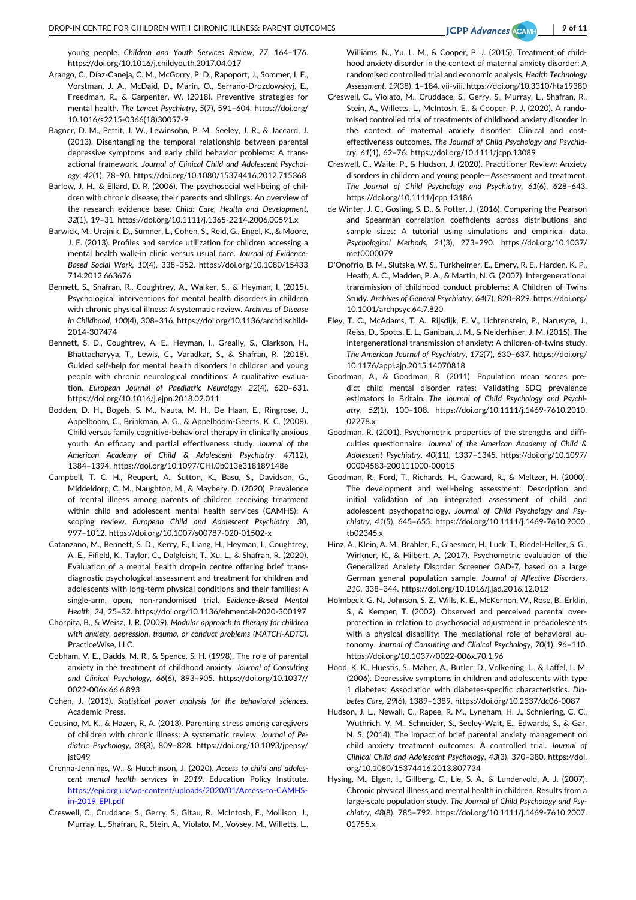young people. *Children and Youth Services Review*, *77*, 164–176. https://doi.org/10.1016/j.childyouth.2017.04.017

Arango, C., Díaz-Caneja, C. M., McGorry, P. D., Rapoport, J., Sommer, I. E., Vorstman, J. A., McDaid, D., Marín, O., Serrano-Drozdowskyj, E., Freedman, R., & Carpenter, W. (2018). Preventive strategies for mental health. *The Lancet Psychiatry*, *5*(7), 591–604. https://doi.org/10.1016/s2215-0366(18)30057-9

Bagner, D. M., Pettit, J. W., Lewinsohn, P. M., Seeley, J. R., & Jaccard, J. (2013). Disentangling the temporal relationship between parental depressive symptoms and early child behavior problems: A transactional framework. *Journal of Clinical Child and Adolescent Psychology*, *42*(1), 78–90. https://doi.org/10.1080/15374416.2012.715368

Barlow, J. H., & Ellard, D. R. (2006). The psychosocial well-being of children with chronic disease, their parents and siblings: An overview of the research evidence base. *Child: Care, Health and Development*, *32*(1), 19–31. https://doi.org/10.1111/j.1365-2214.2006.00591.x

Barwick, M., Urajnik, D., Sumner, L., Cohen, S., Reid, G., Engel, K., & Moore, J. E. (2013). Profiles and service utilization for children accessing a mental health walk-in clinic versus usual care. *Journal of Evidence-Based Social Work*, *10*(4), 338–352. https://doi.org/10.1080/15433714.2012.663676

Bennett, S., Shafran, R., Coughtrey, A., Walker, S., & Heyman, I. (2015). Psychological interventions for mental health disorders in children with chronic physical illness: A systematic review. *Archives of Disease in Childhood*, *100*(4), 308–316. https://doi.org/10.1136/archdischild-2014-307474

Bennett, S. D., Coughtrey, A. E., Heyman, I., Greally, S., Clarkson, H., Bhattacharyya, T., Lewis, C., Varadkar, S., & Shafran, R. (2018). Guided self-help for mental health disorders in children and young people with chronic neurological conditions: A qualitative evaluation. *European Journal of Paediatric Neurology*, *22*(4), 620–631. https://doi.org/10.1016/j.ejpn.2018.02.011

Bodden, D. H., Bogels, S. M., Nauta, M. H., De Haan, E., Ringrose, J., Appelboom, C., Brinkman, A. G., & Appelboom-Geerts, K. C. (2008). Child versus family cognitive-behavioral therapy in clinically anxious youth: An efficacy and partial effectiveness study. *Journal of the American Academy of Child & Adolescent Psychiatry*, *47*(12), 1384–1394. https://doi.org/10.1097/CHI.0b013e318189148e

Campbell, T. C. H., Reupert, A., Sutton, K., Basu, S., Davidson, G., Middeldorp, C. M., Naughton, M., & Maybery, D. (2020). Prevalence of mental illness among parents of children receiving treatment within child and adolescent mental health services (CAMHS): A scoping review. *European Child and Adolescent Psychiatry*, *30*, 997–1012. https://doi.org/10.1007/s00787-020-01502-x

Catanzano, M., Bennett, S. D., Kerry, E., Liang, H., Heyman, I., Coughtrey, A. E., Fifield, K., Taylor, C., Dalgleish, T., Xu, L., & Shafran, R. (2020). Evaluation of a mental health drop-in centre offering brief transdiagnostic psychological assessment and treatment for children and adolescents with long-term physical conditions and their families: A single-arm, open, non-randomised trial. *Evidence-Based Mental Health*, *24*, 25–32. https://doi.org/10.1136/ebmental-2020-300197

Chorpita, B., & Weisz, J. R. (2009). *Modular approach to therapy for children with anxiety, depression, trauma, or conduct problems (MATCH-ADTC)*. PracticeWise, LLC.

Cobham, V. E., Dadds, M. R., & Spence, S. H. (1998). The role of parental anxiety in the treatment of childhood anxiety. *Journal of Consulting and Clinical Psychology*, *66*(6), 893–905. https://doi.org/10.1037//0022-006x.66.6.893

Cohen, J. (2013). *Statistical power analysis for the behavioral sciences*. Academic Press.

Cousino, M. K., & Hazen, R. A. (2013). Parenting stress among caregivers of children with chronic illness: A systematic review. *Journal of Pediatric Psychology*, *38*(8), 809–828. https://doi.org/10.1093/jpepsy/jst049

Crenna-Jennings, W., & Hutchinson, J. (2020). *Access to child and adolescent mental health services in 2019*. Education Policy Institute. https://epi.org.uk/wp-content/uploads/2020/01/Access-to-CAMHS-in-2019_EPI.pdf

Creswell, C., Cruddace, S., Gerry, S., Gitau, R., McIntosh, E., Mollison, J., Murray, L., Shafran, R., Stein, A., Violato, M., Voysey, M., Willetts, L., Williams, N., Yu, L. M., & Cooper, P. J. (2015). Treatment of childhood anxiety disorder in the context of maternal anxiety disorder: A randomised controlled trial and economic analysis. *Health Technology Assessment*, *19*(38), 1–184. vii-viii. https://doi.org/10.3310/hta19380

Creswell, C., Violato, M., Cruddace, S., Gerry, S., Murray, L., Shafran, R., Stein, A., Willetts, L., McIntosh, E., & Cooper, P. J. (2020). A randomised controlled trial of treatments of childhood anxiety disorder in the context of maternal anxiety disorder: Clinical and cost-effectiveness outcomes. *The Journal of Child Psychology and Psychiatry*, *61*(1), 62–76. https://doi.org/10.1111/jcpp.13089

Creswell, C., Waite, P., & Hudson, J. (2020). Practitioner Review: Anxiety disorders in children and young people—Assessment and treatment. *The Journal of Child Psychology and Psychiatry*, *61*(6), 628–643. https://doi.org/10.1111/jcpp.13186

de Winter, J. C., Gosling, S. D., & Potter, J. (2016). Comparing the Pearson and Spearman correlation coefficients across distributions and sample sizes: A tutorial using simulations and empirical data. *Psychological Methods*, *21*(3), 273–290. https://doi.org/10.1037/met0000079

D'Onofrio, B. M., Slutske, W. S., Turkheimer, E., Emery, R. E., Harden, K. P., Heath, A. C., Madden, P. A., & Martin, N. G. (2007). Intergenerational transmission of childhood conduct problems: A Children of Twins Study. *Archives of General Psychiatry*, *64*(7), 820–829. https://doi.org/10.1001/archpsyc.64.7.820

Eley, T. C., McAdams, T. A., Rijsdijk, F. V., Lichtenstein, P., Narusyte, J., Reiss, D., Spotts, E. L., Ganiban, J. M., & Neiderhiser, J. M. (2015). The intergenerational transmission of anxiety: A children-of-twins study. *The American Journal of Psychiatry*, *172*(7), 630–637. https://doi.org/10.1176/appi.ajp.2015.14070818

Goodman, A., & Goodman, R. (2011). Population mean scores predict child mental disorder rates: Validating SDQ prevalence estimators in Britain. *The Journal of Child Psychology and Psychiatry*, *52*(1), 100–108. https://doi.org/10.1111/j.1469-7610.2010.02278.x

Goodman, R. (2001). Psychometric properties of the strengths and difficulties questionnaire. *Journal of the American Academy of Child & Adolescent Psychiatry*, *40*(11), 1337–1345. https://doi.org/10.1097/00004583-200111000-00015

Goodman, R., Ford, T., Richards, H., Gatward, R., & Meltzer, H. (2000). The development and well-being assessment: Description and initial validation of an integrated assessment of child and adolescent psychopathology. *Journal of Child Psychology and Psychiatry*, *41*(5), 645–655. https://doi.org/10.1111/j.1469-7610.2000.tb02345.x

Hinz, A., Klein, A. M., Brahler, E., Glaesmer, H., Luck, T., Riedel-Heller, S. G., Wirkner, K., & Hilbert, A. (2017). Psychometric evaluation of the Generalized Anxiety Disorder Screener GAD-7, based on a large German general population sample. *Journal of Affective Disorders*, *210*, 338–344. https://doi.org/10.1016/j.jad.2016.12.012

Holmbeck, G. N., Johnson, S. Z., Wills, K. E., McKernon, W., Rose, B., Erklin, S., & Kemper, T. (2002). Observed and perceived parental overprotection in relation to psychosocial adjustment in preadolescents with a physical disability: The mediational role of behavioral autonomy. *Journal of Consulting and Clinical Psychology*, *70*(1), 96–110. https://doi.org/10.1037//0022-006x.70.1.96

Hood, K. K., Huestis, S., Maher, A., Butler, D., Volkening, L., & Laffel, L. M. (2006). Depressive symptoms in children and adolescents with type 1 diabetes: Association with diabetes-specific characteristics. *Diabetes Care*, *29*(6), 1389–1389. https://doi.org/10.2337/dc06-0087

Hudson, J. L., Newall, C., Rapee, R. M., Lyneham, H. J., Schniering, C. C., Wuthrich, V. M., Schneider, S., Seeley-Wait, E., Edwards, S., & Gar, N. S. (2014). The impact of brief parental anxiety management on child anxiety treatment outcomes: A controlled trial. *Journal of Clinical Child and Adolescent Psychology*, *43*(3), 370–380. https://doi.org/10.1080/15374416.2013.807734

Hysing, M., Elgen, I., Gillberg, C., Lie, S. A., & Lundervold, A. J. (2007). Chronic physical illness and mental health in children. Results from a large-scale population study. *The Journal of Child Psychology and Psychiatry*, *48*(8), 785–792. https://doi.org/10.1111/j.1469-7610.2007.01755.x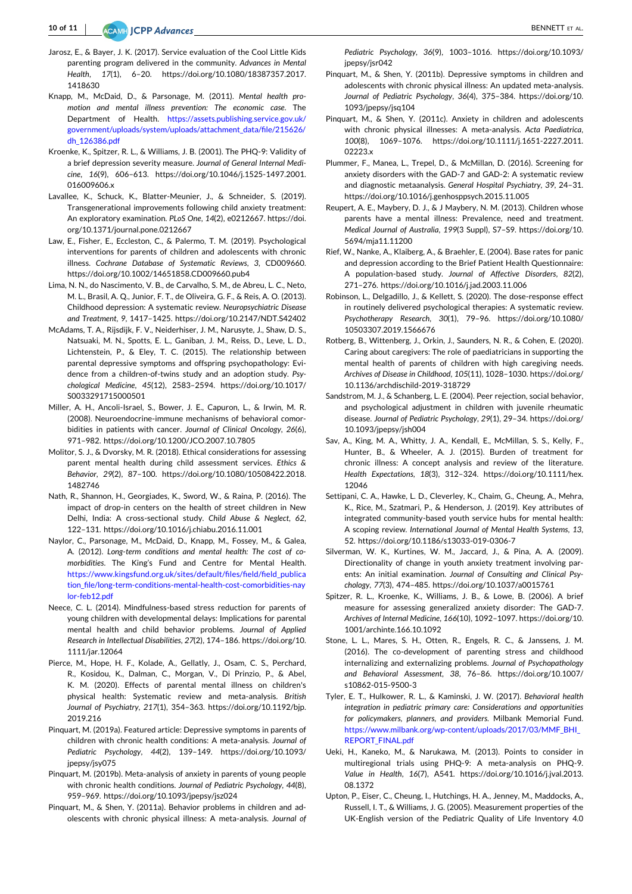Jarosz, E., & Bayer, J. K. (2017). Service evaluation of the Cool Little Kids parenting program delivered in the community. *Advances in Mental Health*, *17*(1), 6–20. https://doi.org/10.1080/18387357.2017.1418630

Knapp, M., McDaid, D., & Parsonage, M. (2011). *Mental health promotion and mental illness prevention: The economic case*. The Department of Health. https://assets.publishing.service.gov.uk/government/uploads/system/uploads/attachment_data/file/215626/dh_126386.pdf

Kroenke, K., Spitzer, R. L., & Williams, J. B. (2001). The PHQ-9: Validity of a brief depression severity measure. *Journal of General Internal Medicine*, *16*(9), 606–613. https://doi.org/10.1046/j.1525-1497.2001.016009606.x

Lavallee, K., Schuck, K., Blatter-Meunier, J., & Schneider, S. (2019). Transgenerational improvements following child anxiety treatment: An exploratory examination. *PLoS One*, *14*(2), e0212667. https://doi.org/10.1371/journal.pone.0212667

Law, E., Fisher, E., Eccleston, C., & Palermo, T. M. (2019). Psychological interventions for parents of children and adolescents with chronic illness. *Cochrane Database of Systematic Reviews*, *3*, CD009660. https://doi.org/10.1002/14651858.CD009660.pub4

Lima, N. N., do Nascimento, V. B., de Carvalho, S. M., de Abreu, L. C., Neto, M. L., Brasil, A. Q., Junior, F. T., de Oliveira, G. F., & Reis, A. O. (2013). Childhood depression: A systematic review. *Neuropsychiatric Disease and Treatment*, *9*, 1417–1425. https://doi.org/10.2147/NDT.S42402

McAdams, T. A., Rijsdijk, F. V., Neiderhiser, J. M., Narusyte, J., Shaw, D. S., Natsuaki, M. N., Spotts, E. L., Ganiban, J. M., Reiss, D., Leve, L. D., Lichtenstein, P., & Eley, T. C. (2015). The relationship between parental depressive symptoms and offspring psychopathology: Evidence from a children-of-twins study and an adoption study. *Psychological Medicine*, *45*(12), 2583–2594. https://doi.org/10.1017/S0033291715000501

Miller, A. H., Ancoli-Israel, S., Bower, J. E., Capuron, L., & Irwin, M. R. (2008). Neuroendocrine-immune mechanisms of behavioral comorbidities in patients with cancer. *Journal of Clinical Oncology*, *26*(6), 971–982. https://doi.org/10.1200/JCO.2007.10.7805

Molitor, S. J., & Dvorsky, M. R. (2018). Ethical considerations for assessing parent mental health during child assessment services. *Ethics & Behavior*, *29*(2), 87–100. https://doi.org/10.1080/10508422.2018.1482746

Nath, R., Shannon, H., Georgiades, K., Sword, W., & Raina, P. (2016). The impact of drop-in centers on the health of street children in New Delhi, India: A cross-sectional study. *Child Abuse & Neglect*, *62*, 122–131. https://doi.org/10.1016/j.chiabu.2016.11.001

Naylor, C., Parsonage, M., McDaid, D., Knapp, M., Fossey, M., & Galea, A. (2012). *Long-term conditions and mental health: The cost of co-morbidities*. The King's Fund and Centre for Mental Health. https://www.kingsfund.org.uk/sites/default/files/field/field_publication_file/long-term-conditions-mental-health-cost-comorbidities-naylor-feb12.pdf

Neece, C. L. (2014). Mindfulness-based stress reduction for parents of young children with developmental delays: Implications for parental mental health and child behavior problems. *Journal of Applied Research in Intellectual Disabilities*, *27*(2), 174–186. https://doi.org/10.1111/jar.12064

Pierce, M., Hope, H. F., Kolade, A., Gellatly, J., Osam, C. S., Perchard, R., Kosidou, K., Dalman, C., Morgan, V., Di Prinzio, P., & Abel, K. M. (2020). Effects of parental mental illness on children's physical health: Systematic review and meta-analysis. *British Journal of Psychiatry*, *217*(1), 354–363. https://doi.org/10.1192/bjp.2019.216

Pinquart, M. (2019a). Featured article: Depressive symptoms in parents of children with chronic health conditions: A meta-analysis. *Journal of Pediatric Psychology*, *44*(2), 139–149. https://doi.org/10.1093/jpepsy/jsy075

Pinquart, M. (2019b). Meta-analysis of anxiety in parents of young people with chronic health conditions. *Journal of Pediatric Psychology*, *44*(8), 959–969. https://doi.org/10.1093/jpepsy/jsz024

Pinquart, M., & Shen, Y. (2011a). Behavior problems in children and adolescents with chronic physical illness: A meta-analysis. *Journal of Pediatric Psychology*, *36*(9), 1003–1016. https://doi.org/10.1093/jpepsy/jsr042

Pinquart, M., & Shen, Y. (2011b). Depressive symptoms in children and adolescents with chronic physical illness: An updated meta-analysis. *Journal of Pediatric Psychology*, *36*(4), 375–384. https://doi.org/10.1093/jpepsy/jsq104

Pinquart, M., & Shen, Y. (2011c). Anxiety in children and adolescents with chronic physical illnesses: A meta-analysis. *Acta Paediatrica*, *100*(8), 1069–1076. https://doi.org/10.1111/j.1651-2227.2011.02223.x

Plummer, F., Manea, L., Trepel, D., & McMillan, D. (2016). Screening for anxiety disorders with the GAD-7 and GAD-2: A systematic review and diagnostic metaanalysis. *General Hospital Psychiatry*, *39*, 24–31. https://doi.org/10.1016/j.genhosppsych.2015.11.005

Reupert, A. E., Maybery, D. J., & J Maybery, N. M. (2013). Children whose parents have a mental illness: Prevalence, need and treatment. *Medical Journal of Australia*, *199*(3 Suppl), S7–S9. https://doi.org/10.5694/mja11.11200

Rief, W., Nanke, A., Klaiberg, A., & Braehler, E. (2004). Base rates for panic and depression according to the Brief Patient Health Questionnaire: A population-based study. *Journal of Affective Disorders*, *82*(2), 271–276. https://doi.org/10.1016/j.jad.2003.11.006

Robinson, L., Delgadillo, J., & Kellett, S. (2020). The dose-response effect in routinely delivered psychological therapies: A systematic review. *Psychotherapy Research*, *30*(1), 79–96. https://doi.org/10.1080/10503307.2019.1566676

Rotberg, B., Wittenberg, J., Orkin, J., Saunders, N. R., & Cohen, E. (2020). Caring about caregivers: The role of paediatricians in supporting the mental health of parents of children with high caregiving needs. *Archives of Disease in Childhood*, *105*(11), 1028–1030. https://doi.org/10.1136/archdischild-2019-318729

Sandstrom, M. J., & Schanberg, L. E. (2004). Peer rejection, social behavior, and psychological adjustment in children with juvenile rheumatic disease. *Journal of Pediatric Psychology*, *29*(1), 29–34. https://doi.org/10.1093/jpepsy/jsh004

Sav, A., King, M. A., Whitty, J. A., Kendall, E., McMillan, S. S., Kelly, F., Hunter, B., & Wheeler, A. J. (2015). Burden of treatment for chronic illness: A concept analysis and review of the literature. *Health Expectations*, *18*(3), 312–324. https://doi.org/10.1111/hex.12046

Settipani, C. A., Hawke, L. D., Cleverley, K., Chaim, G., Cheung, A., Mehra, K., Rice, M., Szatmari, P., & Henderson, J. (2019). Key attributes of integrated community-based youth service hubs for mental health: A scoping review. *International Journal of Mental Health Systems*, *13*, 52. https://doi.org/10.1186/s13033-019-0306-7

Silverman, W. K., Kurtines, W. M., Jaccard, J., & Pina, A. A. (2009). Directionality of change in youth anxiety treatment involving parents: An initial examination. *Journal of Consulting and Clinical Psychology*, *77*(3), 474–485. https://doi.org/10.1037/a0015761

Spitzer, R. L., Kroenke, K., Williams, J. B., & Lowe, B. (2006). A brief measure for assessing generalized anxiety disorder: The GAD-7. *Archives of Internal Medicine*, *166*(10), 1092–1097. https://doi.org/10.1001/archinte.166.10.1092

Stone, L. L., Mares, S. H., Otten, R., Engels, R. C., & Janssens, J. M. (2016). The co-development of parenting stress and childhood internalizing and externalizing problems. *Journal of Psychopathology and Behavioral Assessment*, *38*, 76–86. https://doi.org/10.1007/s10862-015-9500-3

Tyler, E. T., Hulkower, R. L., & Kaminski, J. W. (2017). *Behavioral health integration in pediatric primary care: Considerations and opportunities for policymakers, planners, and providers*. Milbank Memorial Fund. https://www.milbank.org/wp-content/uploads/2017/03/MMF_BHI_REPORT_FINAL.pdf

Ueki, H., Kaneko, M., & Narukawa, M. (2013). Points to consider in multiregional trials using PHQ-9: A meta-analysis on PHQ-9. *Value in Health*, *16*(7), A541. https://doi.org/10.1016/j.jval.2013.08.1372

Upton, P., Eiser, C., Cheung, I., Hutchings, H. A., Jenney, M., Maddocks, A., Russell, I. T., & Williams, J. G. (2005). Measurement properties of the UK-English version of the Pediatric Quality of Life Inventory 4.0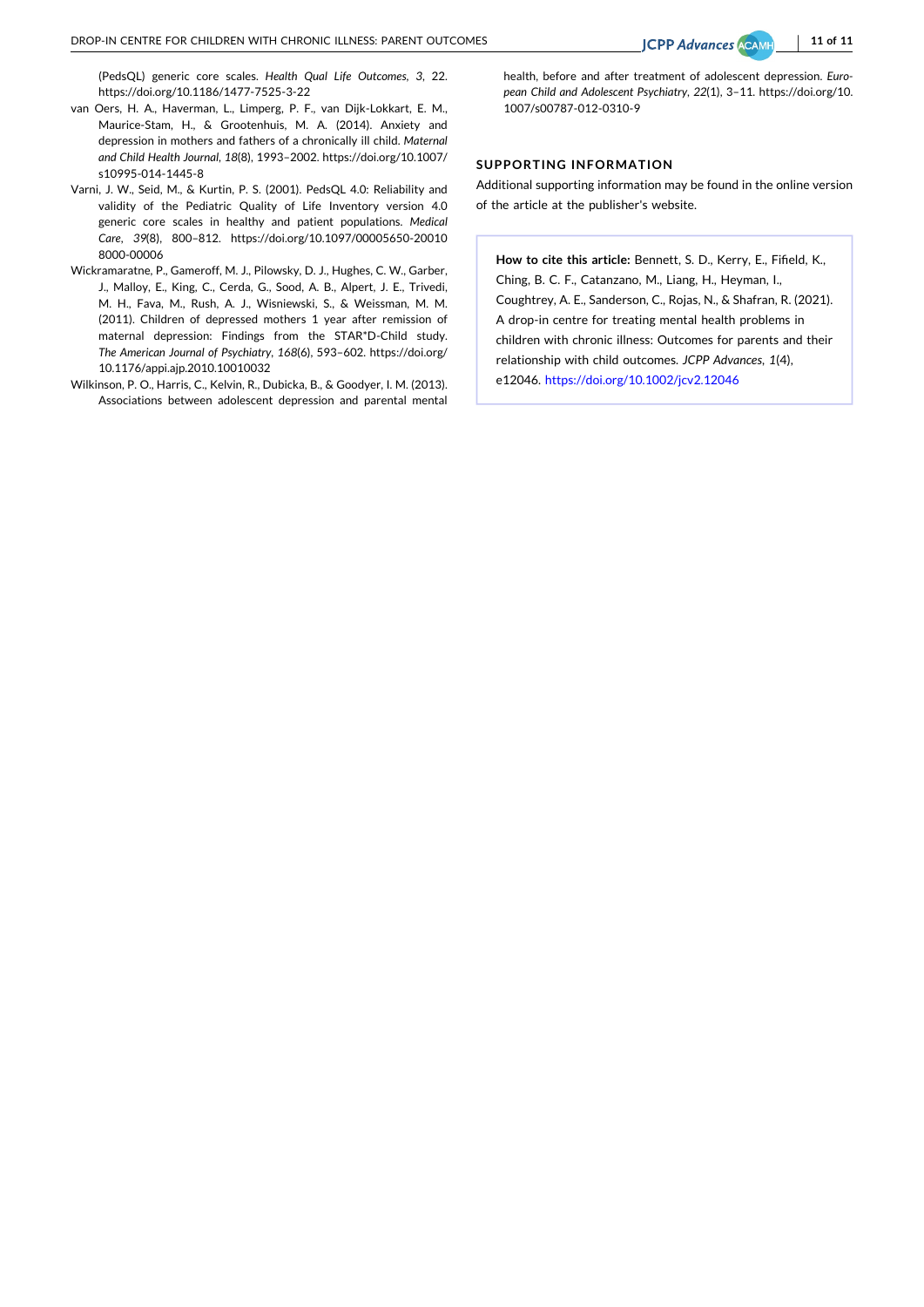(PedsQL) generic core scales. *Health Qual Life Outcomes*, *3*, 22. https://doi.org/10.1186/1477-7525-3-22

van Oers, H. A., Haverman, L., Limperg, P. F., van Dijk-Lokkart, E. M., Maurice-Stam, H., & Grootenhuis, M. A. (2014). Anxiety and depression in mothers and fathers of a chronically ill child. *Maternal and Child Health Journal*, *18*(8), 1993–2002. https://doi.org/10.1007/s10995-014-1445-8

Varni, J. W., Seid, M., & Kurtin, P. S. (2001). PedsQL 4.0: Reliability and validity of the Pediatric Quality of Life Inventory version 4.0 generic core scales in healthy and patient populations. *Medical Care*, *39*(8), 800–812. https://doi.org/10.1097/00005650-200108000-00006

Wickramaratne, P., Gameroff, M. J., Pilowsky, D. J., Hughes, C. W., Garber, J., Malloy, E., King, C., Cerda, G., Sood, A. B., Alpert, J. E., Trivedi, M. H., Fava, M., Rush, A. J., Wisniewski, S., & Weissman, M. M. (2011). Children of depressed mothers 1 year after remission of maternal depression: Findings from the STAR*D-Child study. *The American Journal of Psychiatry*, *168*(6), 593–602. https://doi.org/10.1176/appi.ajp.2010.10010032

Wilkinson, P. O., Harris, C., Kelvin, R., Dubicka, B., & Goodyer, I. M. (2013). Associations between adolescent depression and parental mental health, before and after treatment of adolescent depression. *European Child and Adolescent Psychiatry*, *22*(1), 3–11. https://doi.org/10.1007/s00787-012-0310-9

## SUPPORTING INFORMATION

Additional supporting information may be found in the online version of the article at the publisher's website.

**How to cite this article:** Bennett, S. D., Kerry, E., Fifield, K., Ching, B. C. F., Catanzano, M., Liang, H., Heyman, I., Coughtrey, A. E., Sanderson, C., Rojas, N., & Shafran, R. (2021). A drop-in centre for treating mental health problems in children with chronic illness: Outcomes for parents and their relationship with child outcomes. *JCPP Advances*, *1*(4), e12046. https://doi.org/10.1002/jcv2.12046